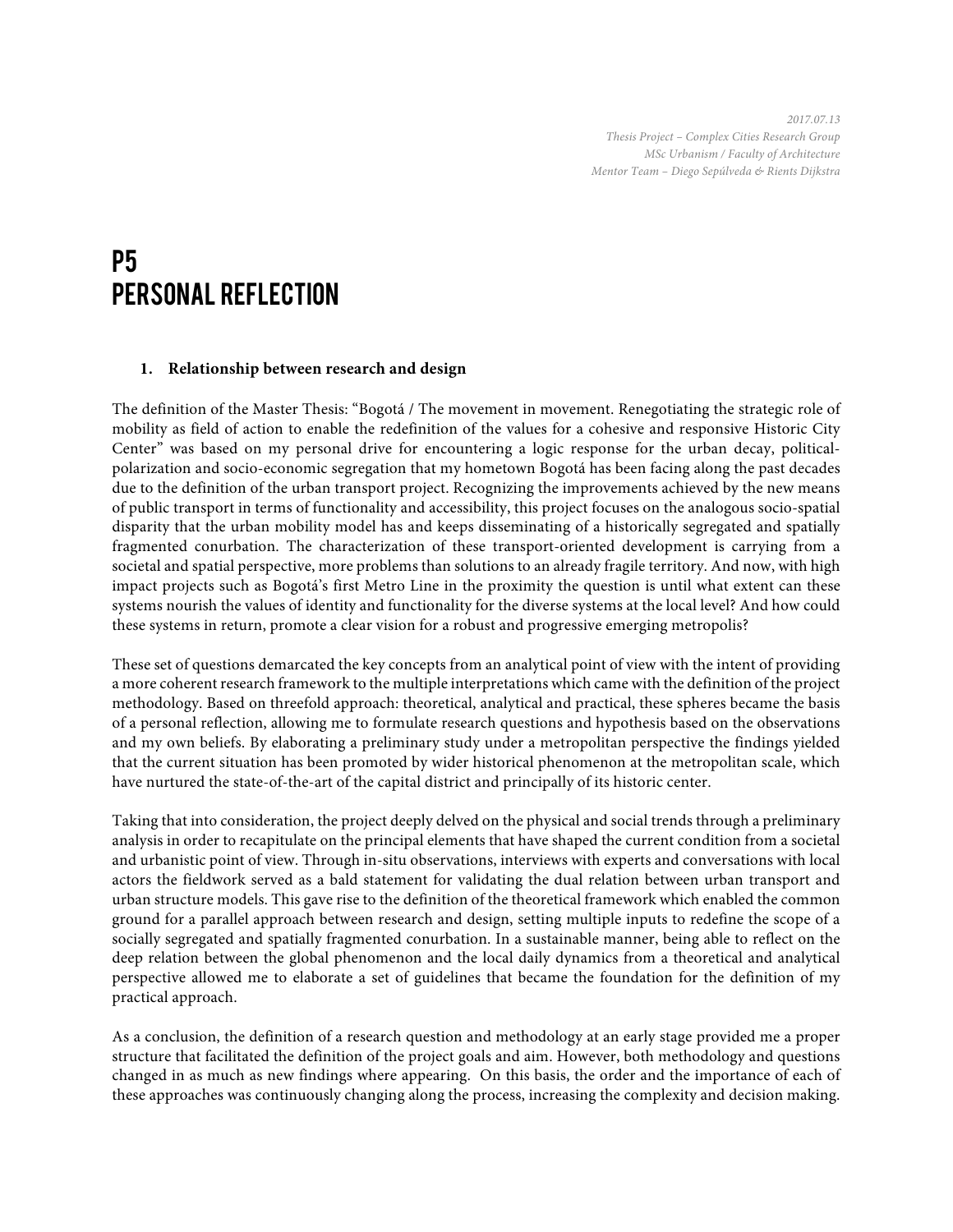*2017.07.13*
*Thesis Project – Complex Cities Research Group*
*MSc Urbanism / Faculty of Architecture*
*Mentor Team – Diego Sepúlveda & Rients Dijkstra*

# P5
# PERSONAL REFLECTION

### 1. Relationship between research and design

The definition of the Master Thesis: "Bogotá / The movement in movement. Renegotiating the strategic role of mobility as field of action to enable the redefinition of the values for a cohesive and responsive Historic City Center" was based on my personal drive for encountering a logic response for the urban decay, political-polarization and socio-economic segregation that my hometown Bogotá has been facing along the past decades due to the definition of the urban transport project. Recognizing the improvements achieved by the new means of public transport in terms of functionality and accessibility, this project focuses on the analogous socio-spatial disparity that the urban mobility model has and keeps disseminating of a historically segregated and spatially fragmented conurbation. The characterization of these transport-oriented development is carrying from a societal and spatial perspective, more problems than solutions to an already fragile territory. And now, with high impact projects such as Bogotá's first Metro Line in the proximity the question is until what extent can these systems nourish the values of identity and functionality for the diverse systems at the local level? And how could these systems in return, promote a clear vision for a robust and progressive emerging metropolis?

These set of questions demarcated the key concepts from an analytical point of view with the intent of providing a more coherent research framework to the multiple interpretations which came with the definition of the project methodology. Based on threefold approach: theoretical, analytical and practical, these spheres became the basis of a personal reflection, allowing me to formulate research questions and hypothesis based on the observations and my own beliefs. By elaborating a preliminary study under a metropolitan perspective the findings yielded that the current situation has been promoted by wider historical phenomenon at the metropolitan scale, which have nurtured the state-of-the-art of the capital district and principally of its historic center.

Taking that into consideration, the project deeply delved on the physical and social trends through a preliminary analysis in order to recapitulate on the principal elements that have shaped the current condition from a societal and urbanistic point of view. Through in-situ observations, interviews with experts and conversations with local actors the fieldwork served as a bald statement for validating the dual relation between urban transport and urban structure models. This gave rise to the definition of the theoretical framework which enabled the common ground for a parallel approach between research and design, setting multiple inputs to redefine the scope of a socially segregated and spatially fragmented conurbation. In a sustainable manner, being able to reflect on the deep relation between the global phenomenon and the local daily dynamics from a theoretical and analytical perspective allowed me to elaborate a set of guidelines that became the foundation for the definition of my practical approach.

As a conclusion, the definition of a research question and methodology at an early stage provided me a proper structure that facilitated the definition of the project goals and aim. However, both methodology and questions changed in as much as new findings where appearing. On this basis, the order and the importance of each of these approaches was continuously changing along the process, increasing the complexity and decision making.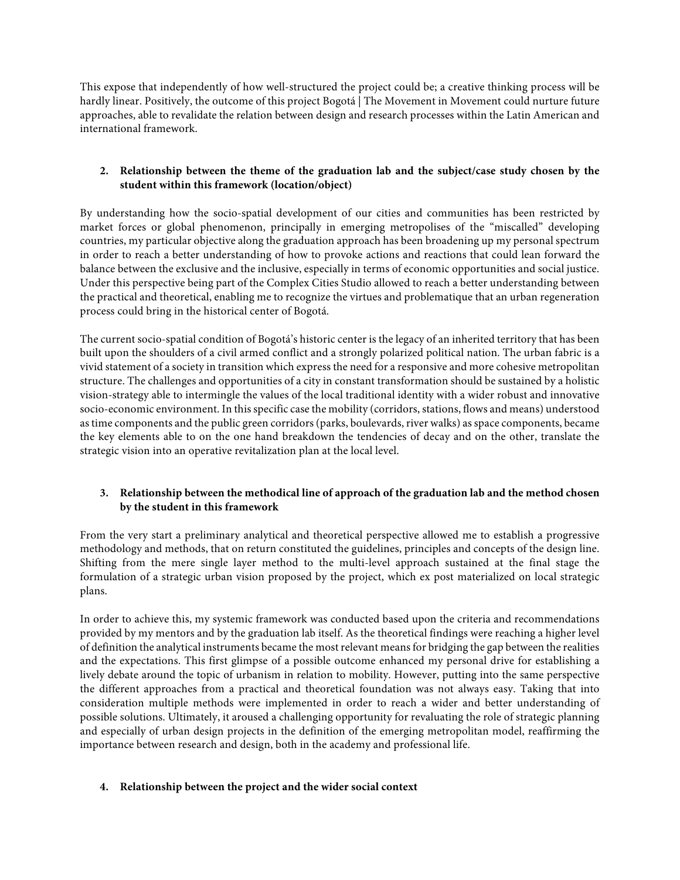This expose that independently of how well-structured the project could be; a creative thinking process will be hardly linear. Positively, the outcome of this project Bogotá | The Movement in Movement could nurture future approaches, able to revalidate the relation between design and research processes within the Latin American and international framework.

2. **Relationship between the theme of the graduation lab and the subject/case study chosen by the student within this framework (location/object)**

By understanding how the socio-spatial development of our cities and communities has been restricted by market forces or global phenomenon, principally in emerging metropolises of the "miscalled" developing countries, my particular objective along the graduation approach has been broadening up my personal spectrum in order to reach a better understanding of how to provoke actions and reactions that could lean forward the balance between the exclusive and the inclusive, especially in terms of economic opportunities and social justice. Under this perspective being part of the Complex Cities Studio allowed to reach a better understanding between the practical and theoretical, enabling me to recognize the virtues and problematique that an urban regeneration process could bring in the historical center of Bogotá.

The current socio-spatial condition of Bogotá's historic center is the legacy of an inherited territory that has been built upon the shoulders of a civil armed conflict and a strongly polarized political nation. The urban fabric is a vivid statement of a society in transition which express the need for a responsive and more cohesive metropolitan structure. The challenges and opportunities of a city in constant transformation should be sustained by a holistic vision-strategy able to intermingle the values of the local traditional identity with a wider robust and innovative socio-economic environment. In this specific case the mobility (corridors, stations, flows and means) understood as time components and the public green corridors (parks, boulevards, river walks) as space components, became the key elements able to on the one hand breakdown the tendencies of decay and on the other, translate the strategic vision into an operative revitalization plan at the local level.

3. **Relationship between the methodical line of approach of the graduation lab and the method chosen by the student in this framework**

From the very start a preliminary analytical and theoretical perspective allowed me to establish a progressive methodology and methods, that on return constituted the guidelines, principles and concepts of the design line. Shifting from the mere single layer method to the multi-level approach sustained at the final stage the formulation of a strategic urban vision proposed by the project, which ex post materialized on local strategic plans.

In order to achieve this, my systemic framework was conducted based upon the criteria and recommendations provided by my mentors and by the graduation lab itself. As the theoretical findings were reaching a higher level of definition the analytical instruments became the most relevant means for bridging the gap between the realities and the expectations. This first glimpse of a possible outcome enhanced my personal drive for establishing a lively debate around the topic of urbanism in relation to mobility. However, putting into the same perspective the different approaches from a practical and theoretical foundation was not always easy. Taking that into consideration multiple methods were implemented in order to reach a wider and better understanding of possible solutions. Ultimately, it aroused a challenging opportunity for revaluating the role of strategic planning and especially of urban design projects in the definition of the emerging metropolitan model, reaffirming the importance between research and design, both in the academy and professional life.

4. **Relationship between the project and the wider social context**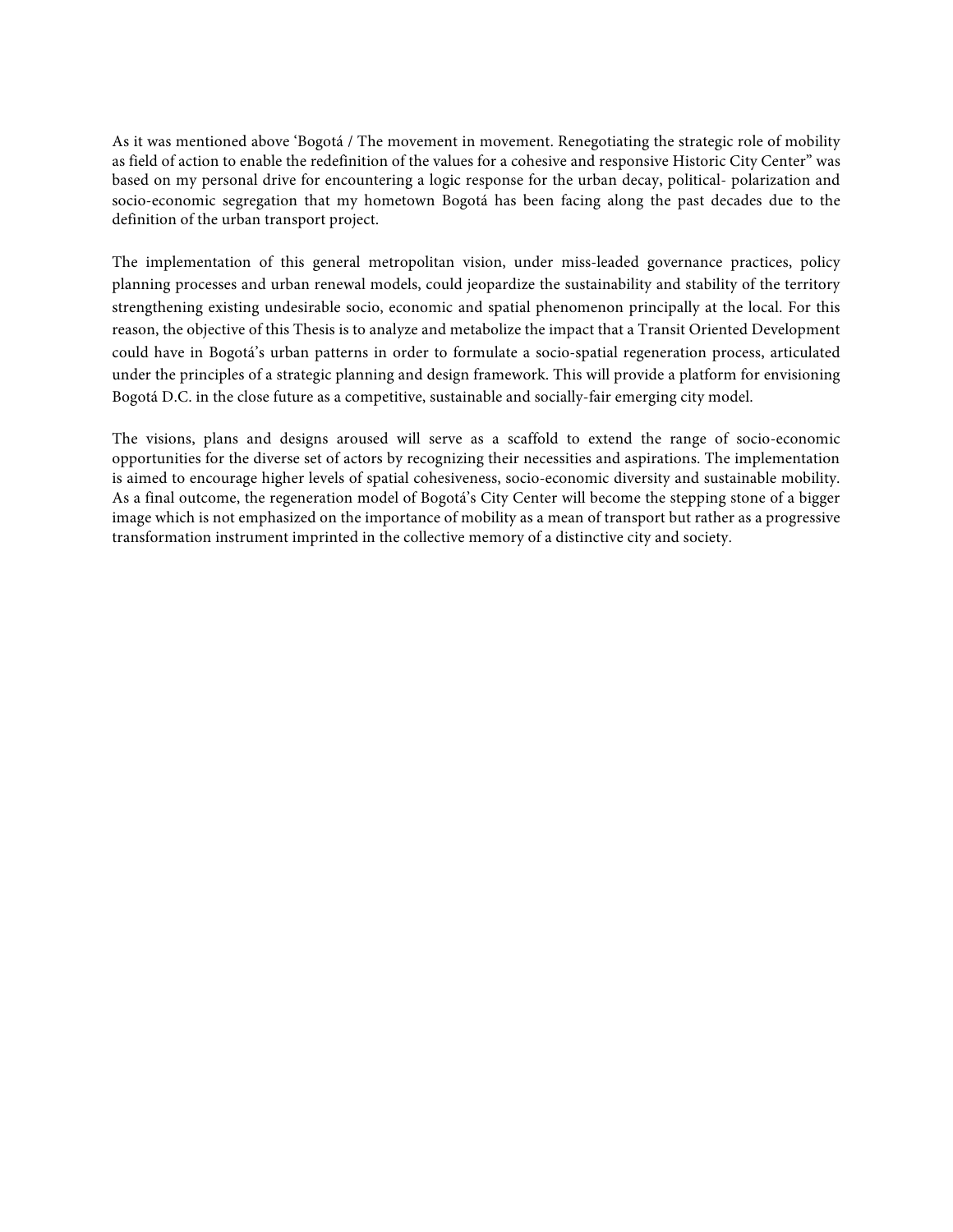As it was mentioned above 'Bogotá / The movement in movement. Renegotiating the strategic role of mobility as field of action to enable the redefinition of the values for a cohesive and responsive Historic City Center" was based on my personal drive for encountering a logic response for the urban decay, political- polarization and socio-economic segregation that my hometown Bogotá has been facing along the past decades due to the definition of the urban transport project.

The implementation of this general metropolitan vision, under miss-leaded governance practices, policy planning processes and urban renewal models, could jeopardize the sustainability and stability of the territory strengthening existing undesirable socio, economic and spatial phenomenon principally at the local. For this reason, the objective of this Thesis is to analyze and metabolize the impact that a Transit Oriented Development could have in Bogotá's urban patterns in order to formulate a socio-spatial regeneration process, articulated under the principles of a strategic planning and design framework. This will provide a platform for envisioning Bogotá D.C. in the close future as a competitive, sustainable and socially-fair emerging city model.

The visions, plans and designs aroused will serve as a scaffold to extend the range of socio-economic opportunities for the diverse set of actors by recognizing their necessities and aspirations. The implementation is aimed to encourage higher levels of spatial cohesiveness, socio-economic diversity and sustainable mobility. As a final outcome, the regeneration model of Bogotá's City Center will become the stepping stone of a bigger image which is not emphasized on the importance of mobility as a mean of transport but rather as a progressive transformation instrument imprinted in the collective memory of a distinctive city and society.